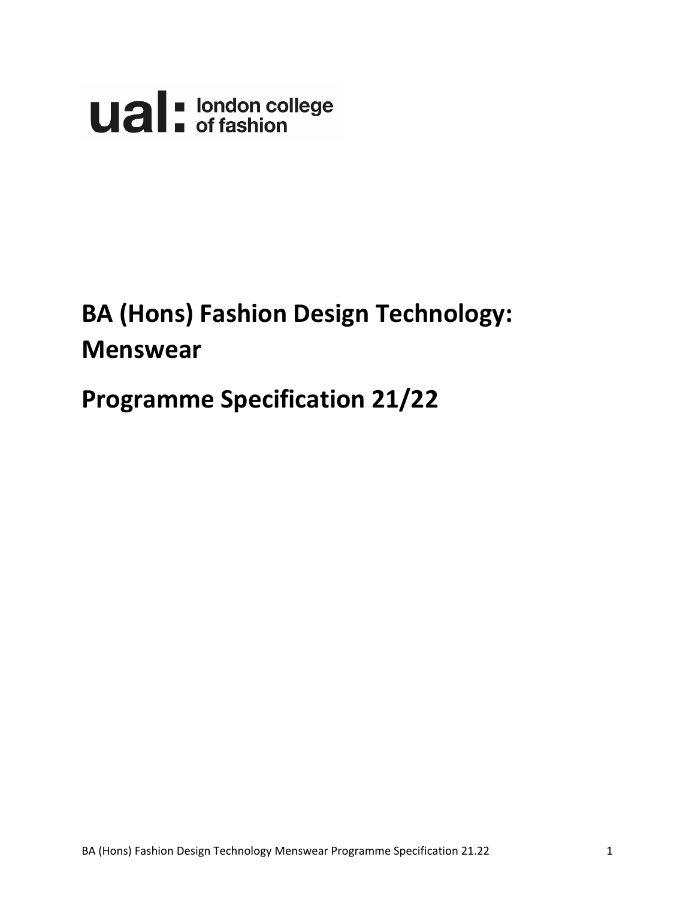ual: london college of fashion

# BA (Hons) Fashion Design Technology: Menswear

# Programme Specification 21/22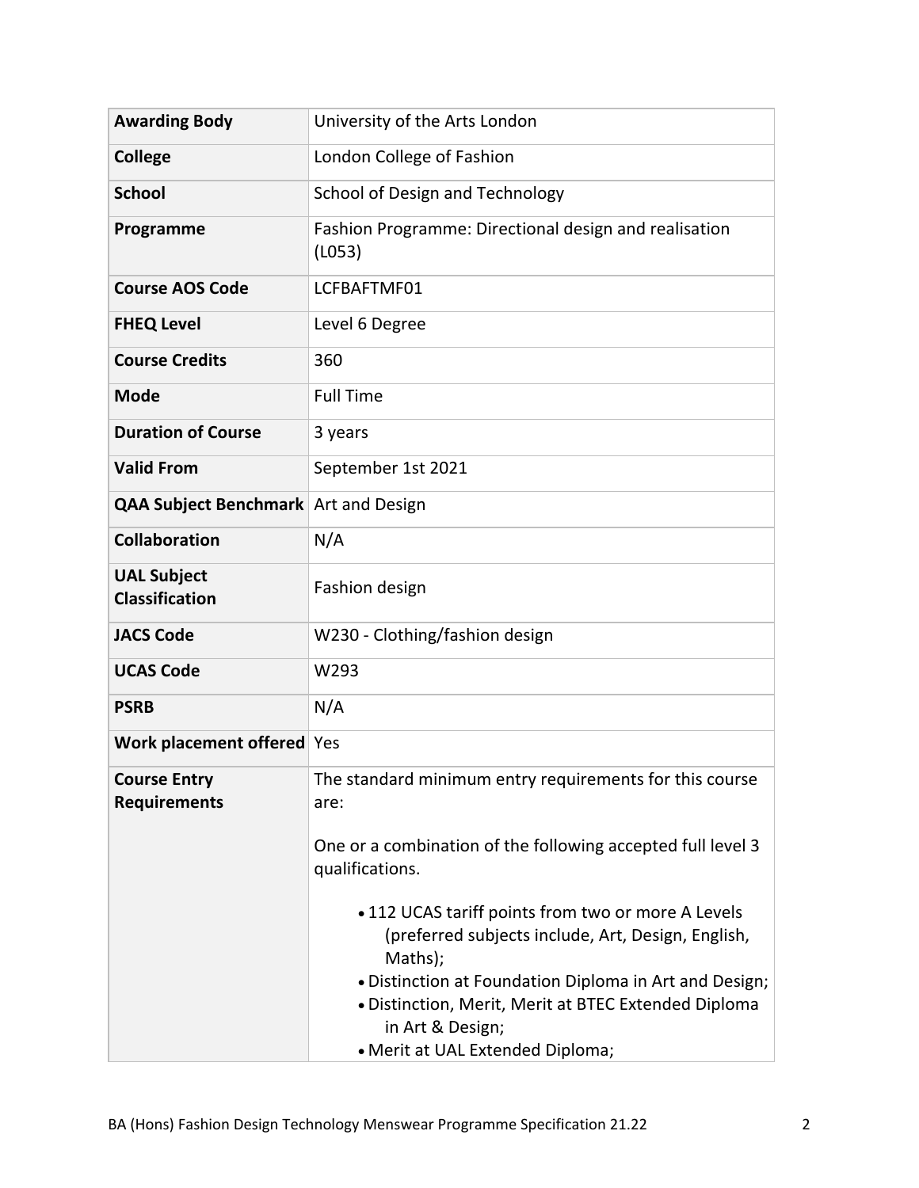| **Awarding Body** | University of the Arts London |
| --- | --- |
| **College** | London College of Fashion |
| **School** | School of Design and Technology |
| **Programme** | Fashion Programme: Directional design and realisation (L053) |
| **Course AOS Code** | LCFBAFTMF01 |
| **FHEQ Level** | Level 6 Degree |
| **Course Credits** | 360 |
| **Mode** | Full Time |
| **Duration of Course** | 3 years |
| **Valid From** | September 1st 2021 |
| **QAA Subject Benchmark** | Art and Design |
| **Collaboration** | N/A |
| **UAL Subject Classification** | Fashion design |
| **JACS Code** | W230 - Clothing/fashion design |
| **UCAS Code** | W293 |
| **PSRB** | N/A |
| **Work placement offered** | Yes |
| **Course Entry Requirements** | The standard minimum entry requirements for this course are:<br><br>One or a combination of the following accepted full level 3 qualifications.<br><br>• 112 UCAS tariff points from two or more A Levels (preferred subjects include, Art, Design, English, Maths);<br>• Distinction at Foundation Diploma in Art and Design;<br>• Distinction, Merit, Merit at BTEC Extended Diploma in Art & Design;<br>• Merit at UAL Extended Diploma; |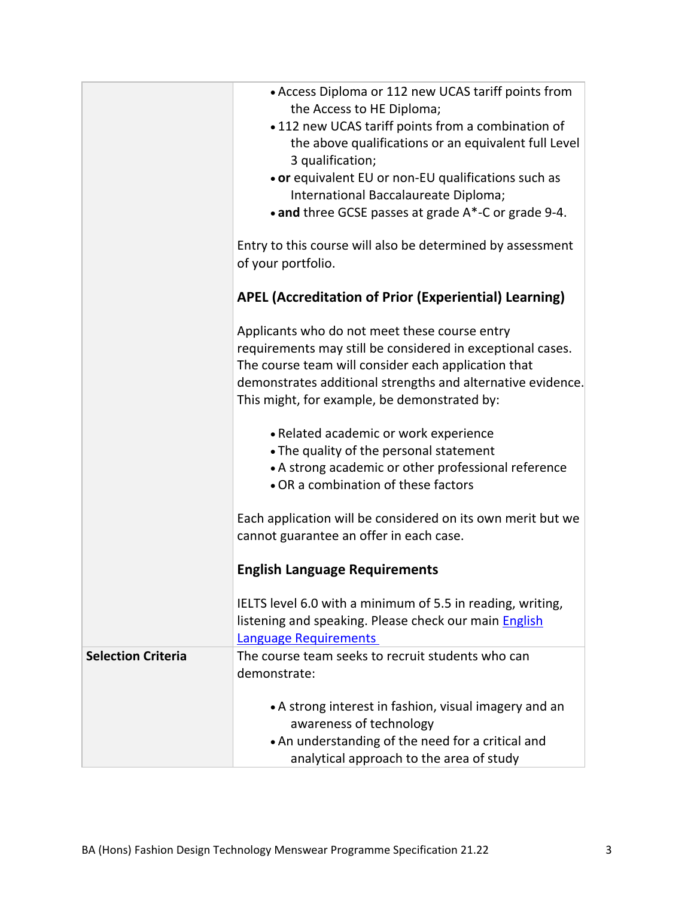| | |
|---|---|
| | • Access Diploma or 112 new UCAS tariff points from the Access to HE Diploma;<br>• 112 new UCAS tariff points from a combination of the above qualifications or an equivalent full Level 3 qualification;<br>• **or** equivalent EU or non-EU qualifications such as International Baccalaureate Diploma;<br>• **and** three GCSE passes at grade A*-C or grade 9-4.<br><br>Entry to this course will also be determined by assessment of your portfolio.<br><br>**APEL (Accreditation of Prior (Experiential) Learning)**<br><br>Applicants who do not meet these course entry requirements may still be considered in exceptional cases. The course team will consider each application that demonstrates additional strengths and alternative evidence. This might, for example, be demonstrated by:<br><br>• Related academic or work experience<br>• The quality of the personal statement<br>• A strong academic or other professional reference<br>• OR a combination of these factors<br><br>Each application will be considered on its own merit but we cannot guarantee an offer in each case.<br><br>**English Language Requirements**<br><br>IELTS level 6.0 with a minimum of 5.5 in reading, writing, listening and speaking. Please check our main English Language Requirements |
| **Selection Criteria** | The course team seeks to recruit students who can demonstrate:<br><br>• A strong interest in fashion, visual imagery and an awareness of technology<br>• An understanding of the need for a critical and analytical approach to the area of study |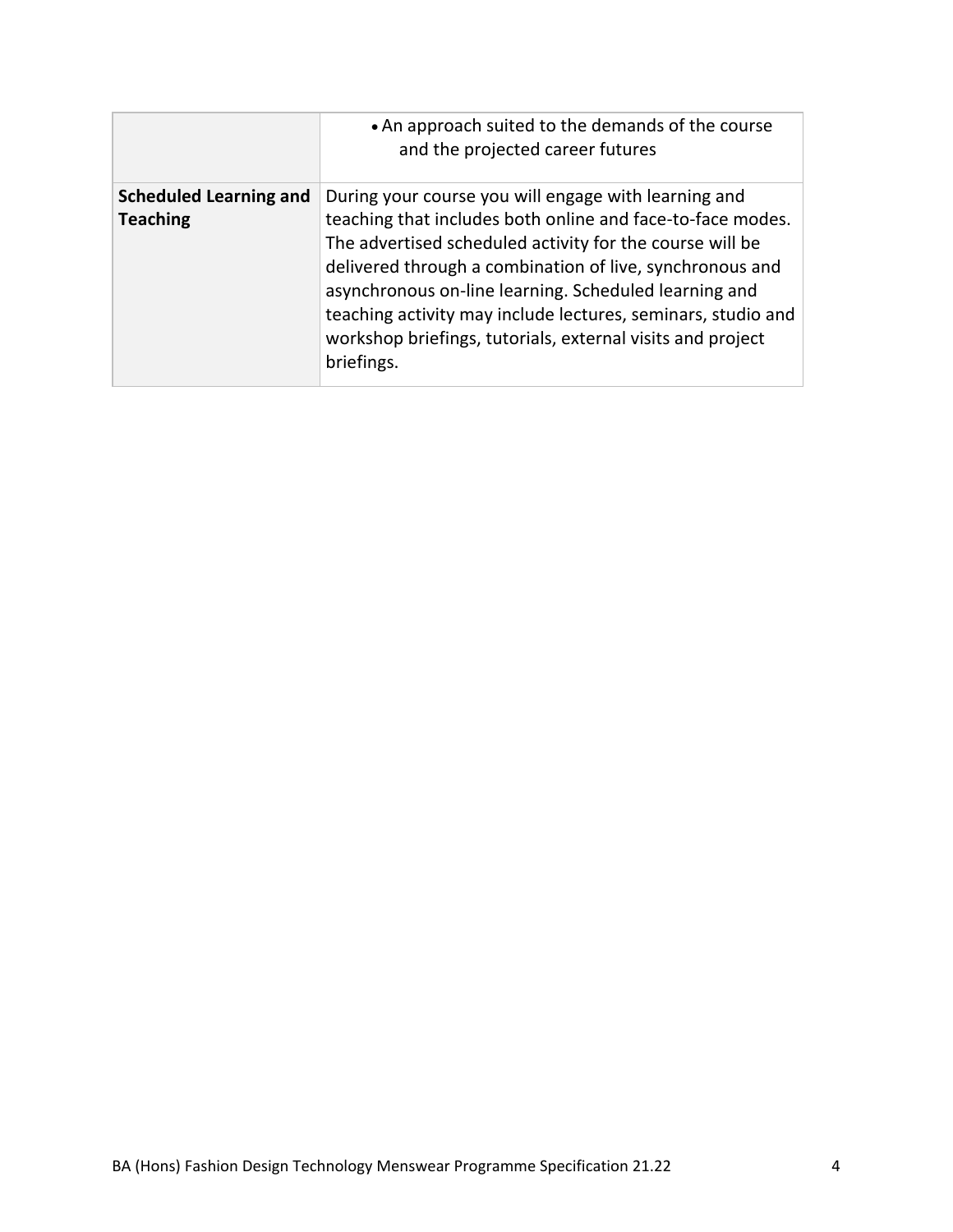| | |
|---|---|
| | • An approach suited to the demands of the course and the projected career futures |
| **Scheduled Learning and Teaching** | During your course you will engage with learning and teaching that includes both online and face-to-face modes. The advertised scheduled activity for the course will be delivered through a combination of live, synchronous and asynchronous on-line learning. Scheduled learning and teaching activity may include lectures, seminars, studio and workshop briefings, tutorials, external visits and project briefings. |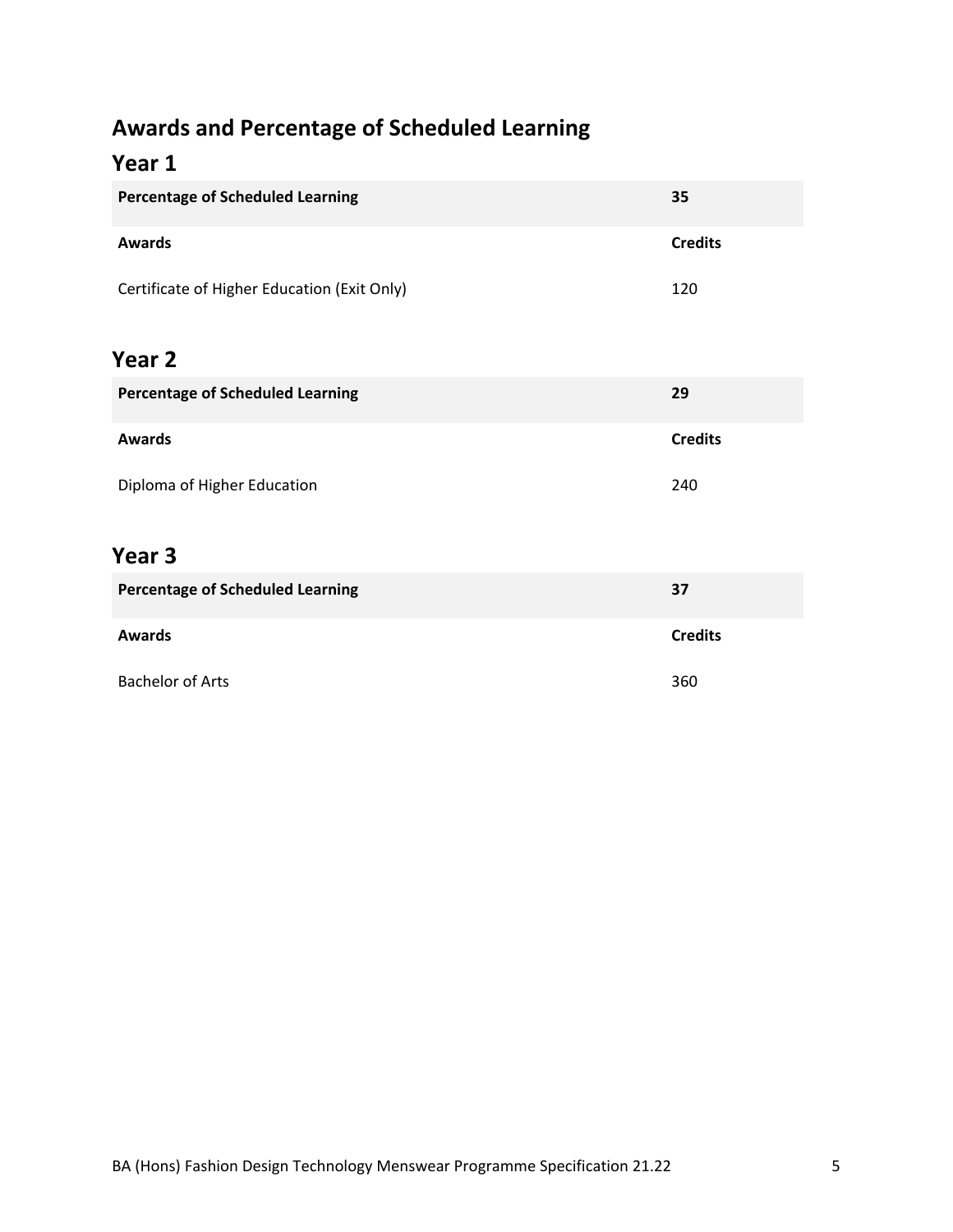## Awards and Percentage of Scheduled Learning

### Year 1

| Percentage of Scheduled Learning | 35 |
|---|---|
| **Awards** | **Credits** |
| Certificate of Higher Education (Exit Only) | 120 |

### Year 2

| Percentage of Scheduled Learning | 29 |
|---|---|
| **Awards** | **Credits** |
| Diploma of Higher Education | 240 |

### Year 3

| Percentage of Scheduled Learning | 37 |
|---|---|
| **Awards** | **Credits** |
| Bachelor of Arts | 360 |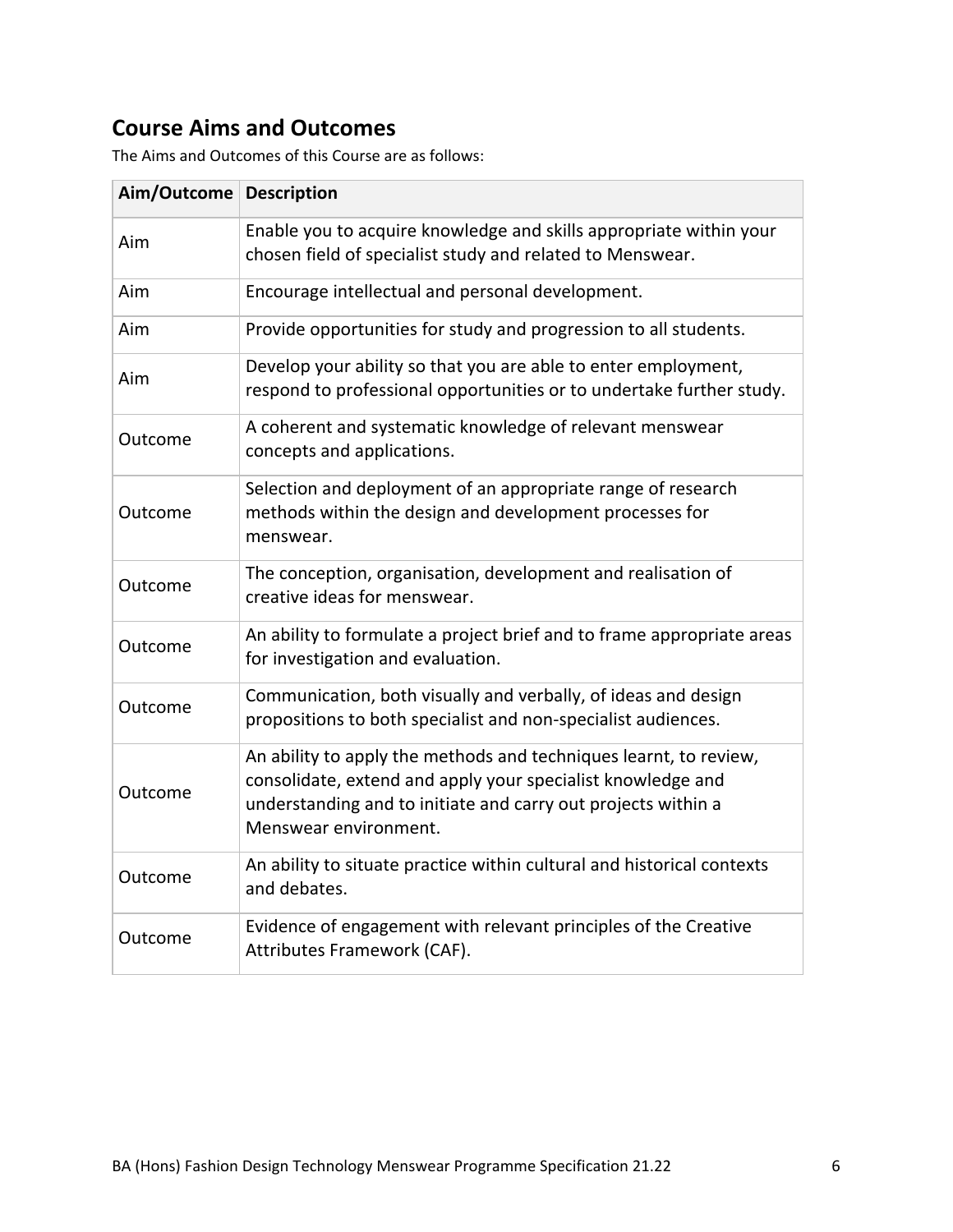## Course Aims and Outcomes

The Aims and Outcomes of this Course are as follows:

| Aim/Outcome | Description |
|---|---|
| Aim | Enable you to acquire knowledge and skills appropriate within your chosen field of specialist study and related to Menswear. |
| Aim | Encourage intellectual and personal development. |
| Aim | Provide opportunities for study and progression to all students. |
| Aim | Develop your ability so that you are able to enter employment, respond to professional opportunities or to undertake further study. |
| Outcome | A coherent and systematic knowledge of relevant menswear concepts and applications. |
| Outcome | Selection and deployment of an appropriate range of research methods within the design and development processes for menswear. |
| Outcome | The conception, organisation, development and realisation of creative ideas for menswear. |
| Outcome | An ability to formulate a project brief and to frame appropriate areas for investigation and evaluation. |
| Outcome | Communication, both visually and verbally, of ideas and design propositions to both specialist and non-specialist audiences. |
| Outcome | An ability to apply the methods and techniques learnt, to review, consolidate, extend and apply your specialist knowledge and understanding and to initiate and carry out projects within a Menswear environment. |
| Outcome | An ability to situate practice within cultural and historical contexts and debates. |
| Outcome | Evidence of engagement with relevant principles of the Creative Attributes Framework (CAF). |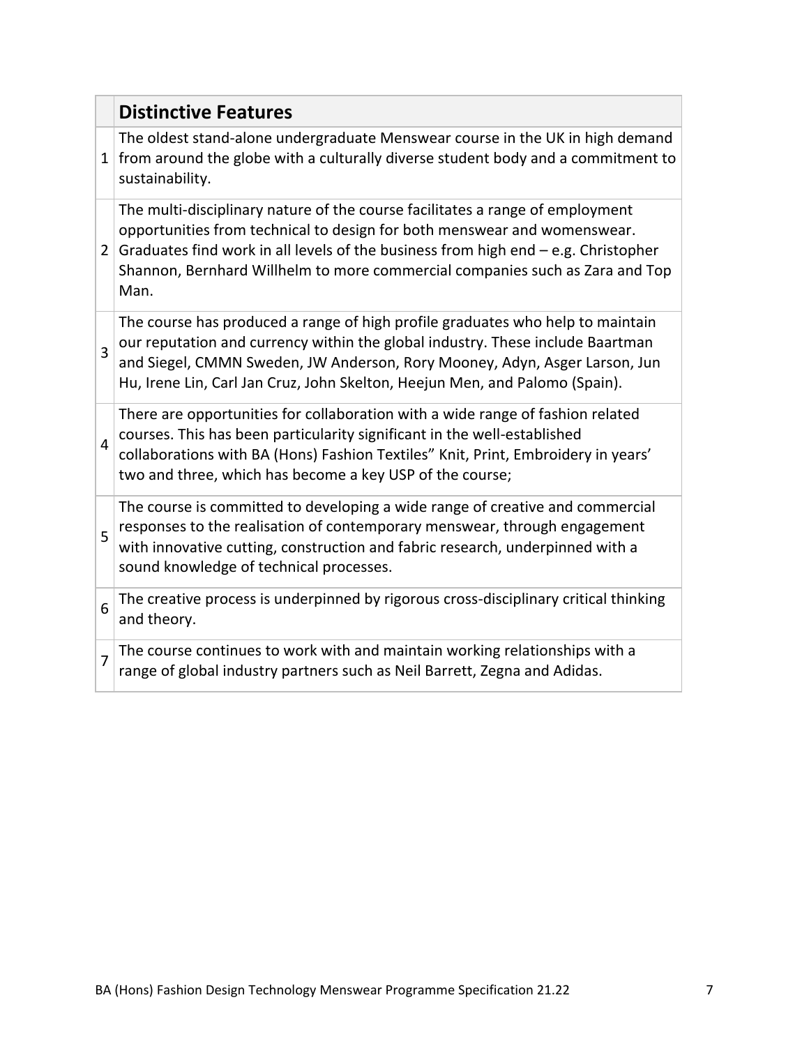| | **Distinctive Features** |
|---|---|
| 1 | The oldest stand-alone undergraduate Menswear course in the UK in high demand from around the globe with a culturally diverse student body and a commitment to sustainability. |
| 2 | The multi-disciplinary nature of the course facilitates a range of employment opportunities from technical to design for both menswear and womenswear. Graduates find work in all levels of the business from high end – e.g. Christopher Shannon, Bernhard Willhelm to more commercial companies such as Zara and Top Man. |
| 3 | The course has produced a range of high profile graduates who help to maintain our reputation and currency within the global industry. These include Baartman and Siegel, CMMN Sweden, JW Anderson, Rory Mooney, Adyn, Asger Larson, Jun Hu, Irene Lin, Carl Jan Cruz, John Skelton, Heejun Men, and Palomo (Spain). |
| 4 | There are opportunities for collaboration with a wide range of fashion related courses. This has been particularity significant in the well-established collaborations with BA (Hons) Fashion Textiles" Knit, Print, Embroidery in years' two and three, which has become a key USP of the course; |
| 5 | The course is committed to developing a wide range of creative and commercial responses to the realisation of contemporary menswear, through engagement with innovative cutting, construction and fabric research, underpinned with a sound knowledge of technical processes. |
| 6 | The creative process is underpinned by rigorous cross-disciplinary critical thinking and theory. |
| 7 | The course continues to work with and maintain working relationships with a range of global industry partners such as Neil Barrett, Zegna and Adidas. |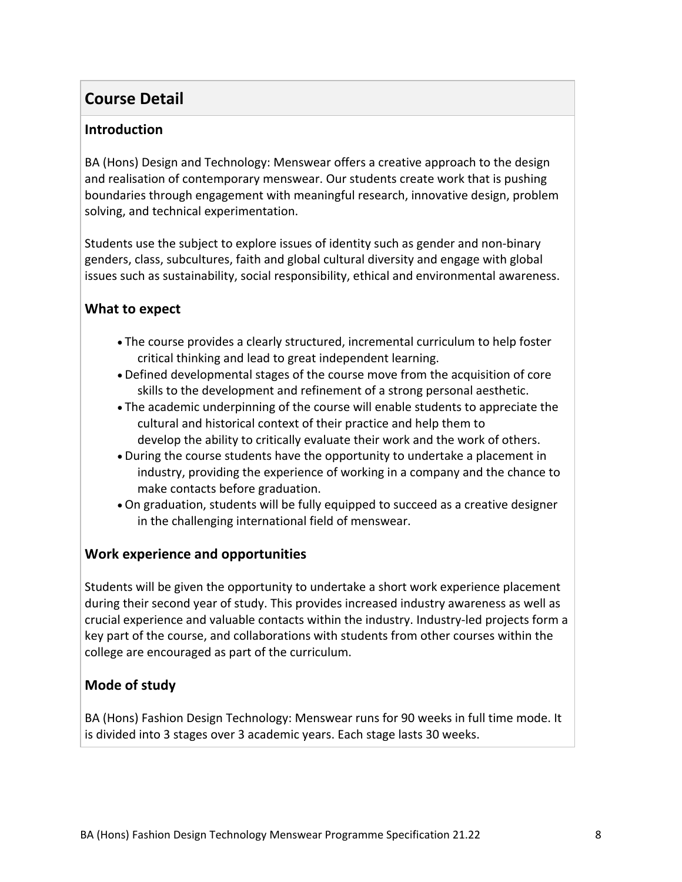## Course Detail

### Introduction

BA (Hons) Design and Technology: Menswear offers a creative approach to the design and realisation of contemporary menswear. Our students create work that is pushing boundaries through engagement with meaningful research, innovative design, problem solving, and technical experimentation.

Students use the subject to explore issues of identity such as gender and non-binary genders, class, subcultures, faith and global cultural diversity and engage with global issues such as sustainability, social responsibility, ethical and environmental awareness.

### What to expect

- The course provides a clearly structured, incremental curriculum to help foster critical thinking and lead to great independent learning.
- Defined developmental stages of the course move from the acquisition of core skills to the development and refinement of a strong personal aesthetic.
- The academic underpinning of the course will enable students to appreciate the cultural and historical context of their practice and help them to develop the ability to critically evaluate their work and the work of others.
- During the course students have the opportunity to undertake a placement in industry, providing the experience of working in a company and the chance to make contacts before graduation.
- On graduation, students will be fully equipped to succeed as a creative designer in the challenging international field of menswear.

### Work experience and opportunities

Students will be given the opportunity to undertake a short work experience placement during their second year of study. This provides increased industry awareness as well as crucial experience and valuable contacts within the industry. Industry-led projects form a key part of the course, and collaborations with students from other courses within the college are encouraged as part of the curriculum.

### Mode of study

BA (Hons) Fashion Design Technology: Menswear runs for 90 weeks in full time mode. It is divided into 3 stages over 3 academic years. Each stage lasts 30 weeks.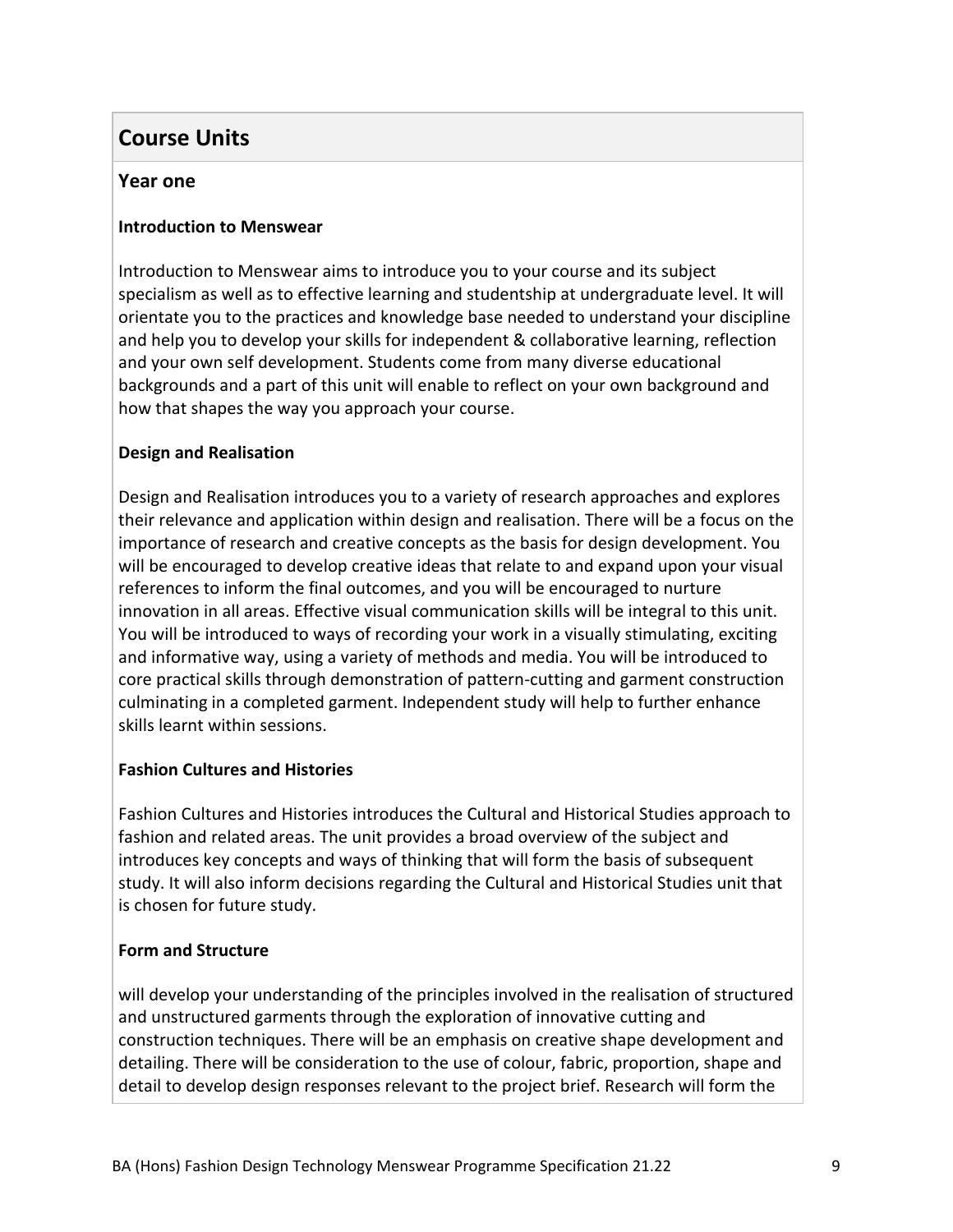## Course Units

### Year one

**Introduction to Menswear**

Introduction to Menswear aims to introduce you to your course and its subject specialism as well as to effective learning and studentship at undergraduate level. It will orientate you to the practices and knowledge base needed to understand your discipline and help you to develop your skills for independent & collaborative learning, reflection and your own self development. Students come from many diverse educational backgrounds and a part of this unit will enable to reflect on your own background and how that shapes the way you approach your course.

**Design and Realisation**

Design and Realisation introduces you to a variety of research approaches and explores their relevance and application within design and realisation. There will be a focus on the importance of research and creative concepts as the basis for design development. You will be encouraged to develop creative ideas that relate to and expand upon your visual references to inform the final outcomes, and you will be encouraged to nurture innovation in all areas. Effective visual communication skills will be integral to this unit. You will be introduced to ways of recording your work in a visually stimulating, exciting and informative way, using a variety of methods and media. You will be introduced to core practical skills through demonstration of pattern-cutting and garment construction culminating in a completed garment. Independent study will help to further enhance skills learnt within sessions.

**Fashion Cultures and Histories**

Fashion Cultures and Histories introduces the Cultural and Historical Studies approach to fashion and related areas. The unit provides a broad overview of the subject and introduces key concepts and ways of thinking that will form the basis of subsequent study. It will also inform decisions regarding the Cultural and Historical Studies unit that is chosen for future study.

**Form and Structure**

will develop your understanding of the principles involved in the realisation of structured and unstructured garments through the exploration of innovative cutting and construction techniques. There will be an emphasis on creative shape development and detailing. There will be consideration to the use of colour, fabric, proportion, shape and detail to develop design responses relevant to the project brief. Research will form the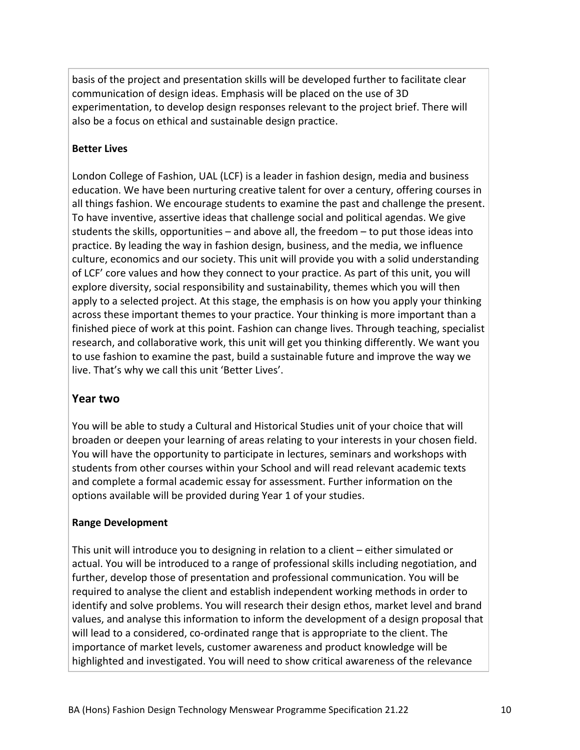basis of the project and presentation skills will be developed further to facilitate clear communication of design ideas. Emphasis will be placed on the use of 3D experimentation, to develop design responses relevant to the project brief. There will also be a focus on ethical and sustainable design practice.

**Better Lives**

London College of Fashion, UAL (LCF) is a leader in fashion design, media and business education. We have been nurturing creative talent for over a century, offering courses in all things fashion. We encourage students to examine the past and challenge the present. To have inventive, assertive ideas that challenge social and political agendas. We give students the skills, opportunities – and above all, the freedom – to put those ideas into practice. By leading the way in fashion design, business, and the media, we influence culture, economics and our society. This unit will provide you with a solid understanding of LCF' core values and how they connect to your practice. As part of this unit, you will explore diversity, social responsibility and sustainability, themes which you will then apply to a selected project. At this stage, the emphasis is on how you apply your thinking across these important themes to your practice. Your thinking is more important than a finished piece of work at this point. Fashion can change lives. Through teaching, specialist research, and collaborative work, this unit will get you thinking differently. We want you to use fashion to examine the past, build a sustainable future and improve the way we live. That's why we call this unit 'Better Lives'.

## Year two

You will be able to study a Cultural and Historical Studies unit of your choice that will broaden or deepen your learning of areas relating to your interests in your chosen field. You will have the opportunity to participate in lectures, seminars and workshops with students from other courses within your School and will read relevant academic texts and complete a formal academic essay for assessment. Further information on the options available will be provided during Year 1 of your studies.

**Range Development**

This unit will introduce you to designing in relation to a client – either simulated or actual. You will be introduced to a range of professional skills including negotiation, and further, develop those of presentation and professional communication. You will be required to analyse the client and establish independent working methods in order to identify and solve problems. You will research their design ethos, market level and brand values, and analyse this information to inform the development of a design proposal that will lead to a considered, co-ordinated range that is appropriate to the client. The importance of market levels, customer awareness and product knowledge will be highlighted and investigated. You will need to show critical awareness of the relevance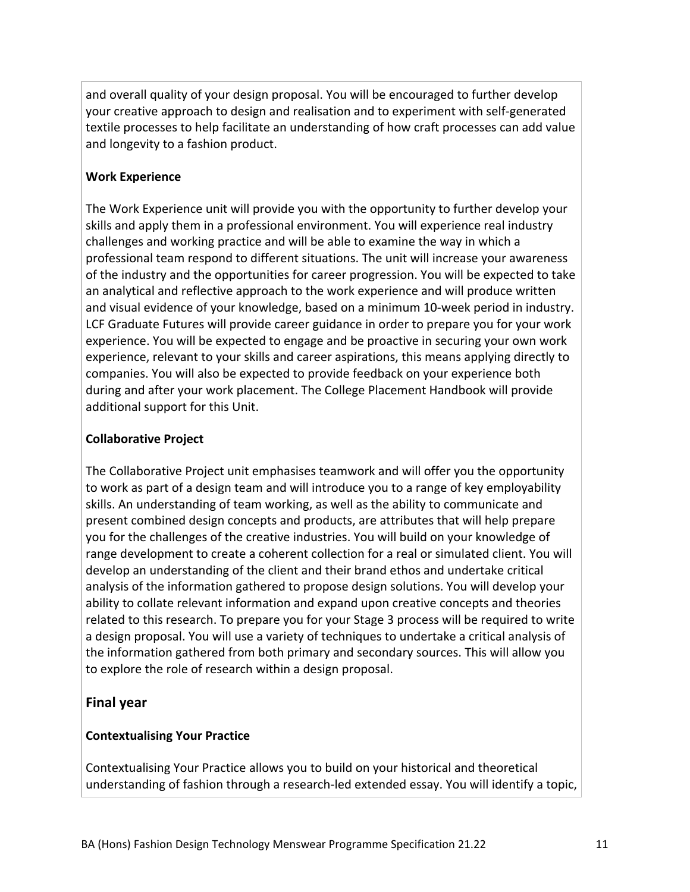and overall quality of your design proposal. You will be encouraged to further develop your creative approach to design and realisation and to experiment with self-generated textile processes to help facilitate an understanding of how craft processes can add value and longevity to a fashion product.

**Work Experience**

The Work Experience unit will provide you with the opportunity to further develop your skills and apply them in a professional environment. You will experience real industry challenges and working practice and will be able to examine the way in which a professional team respond to different situations. The unit will increase your awareness of the industry and the opportunities for career progression. You will be expected to take an analytical and reflective approach to the work experience and will produce written and visual evidence of your knowledge, based on a minimum 10-week period in industry. LCF Graduate Futures will provide career guidance in order to prepare you for your work experience. You will be expected to engage and be proactive in securing your own work experience, relevant to your skills and career aspirations, this means applying directly to companies. You will also be expected to provide feedback on your experience both during and after your work placement. The College Placement Handbook will provide additional support for this Unit.

**Collaborative Project**

The Collaborative Project unit emphasises teamwork and will offer you the opportunity to work as part of a design team and will introduce you to a range of key employability skills. An understanding of team working, as well as the ability to communicate and present combined design concepts and products, are attributes that will help prepare you for the challenges of the creative industries. You will build on your knowledge of range development to create a coherent collection for a real or simulated client. You will develop an understanding of the client and their brand ethos and undertake critical analysis of the information gathered to propose design solutions. You will develop your ability to collate relevant information and expand upon creative concepts and theories related to this research. To prepare you for your Stage 3 process will be required to write a design proposal. You will use a variety of techniques to undertake a critical analysis of the information gathered from both primary and secondary sources. This will allow you to explore the role of research within a design proposal.

## Final year

**Contextualising Your Practice**

Contextualising Your Practice allows you to build on your historical and theoretical understanding of fashion through a research-led extended essay. You will identify a topic,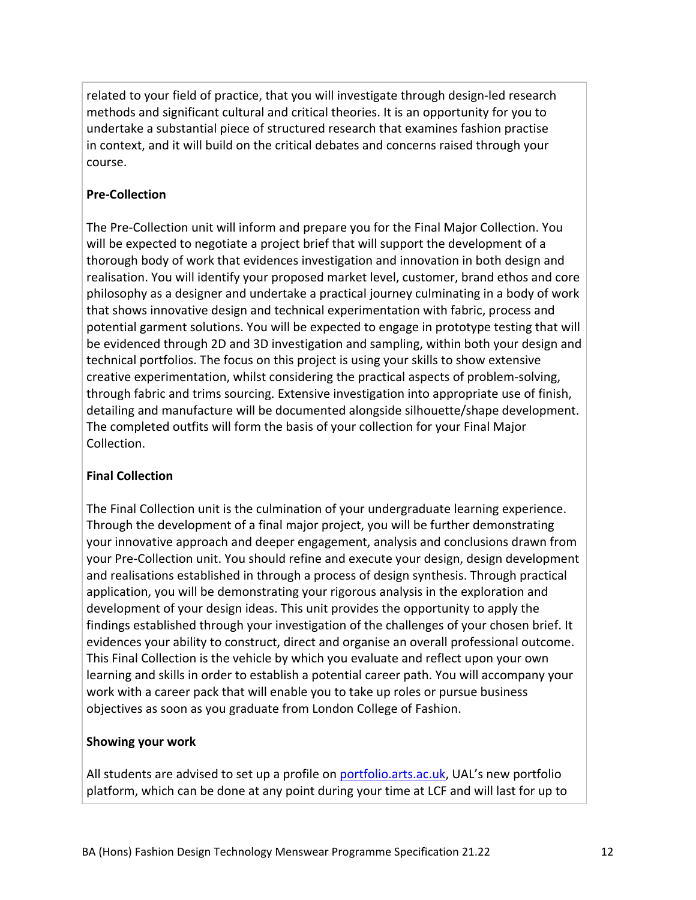related to your field of practice, that you will investigate through design-led research methods and significant cultural and critical theories. It is an opportunity for you to undertake a substantial piece of structured research that examines fashion practise in context, and it will build on the critical debates and concerns raised through your course.

**Pre-Collection**

The Pre-Collection unit will inform and prepare you for the Final Major Collection. You will be expected to negotiate a project brief that will support the development of a thorough body of work that evidences investigation and innovation in both design and realisation. You will identify your proposed market level, customer, brand ethos and core philosophy as a designer and undertake a practical journey culminating in a body of work that shows innovative design and technical experimentation with fabric, process and potential garment solutions. You will be expected to engage in prototype testing that will be evidenced through 2D and 3D investigation and sampling, within both your design and technical portfolios. The focus on this project is using your skills to show extensive creative experimentation, whilst considering the practical aspects of problem-solving, through fabric and trims sourcing. Extensive investigation into appropriate use of finish, detailing and manufacture will be documented alongside silhouette/shape development. The completed outfits will form the basis of your collection for your Final Major Collection.

**Final Collection**

The Final Collection unit is the culmination of your undergraduate learning experience. Through the development of a final major project, you will be further demonstrating your innovative approach and deeper engagement, analysis and conclusions drawn from your Pre-Collection unit. You should refine and execute your design, design development and realisations established in through a process of design synthesis. Through practical application, you will be demonstrating your rigorous analysis in the exploration and development of your design ideas. This unit provides the opportunity to apply the findings established through your investigation of the challenges of your chosen brief. It evidences your ability to construct, direct and organise an overall professional outcome. This Final Collection is the vehicle by which you evaluate and reflect upon your own learning and skills in order to establish a potential career path. You will accompany your work with a career pack that will enable you to take up roles or pursue business objectives as soon as you graduate from London College of Fashion.

**Showing your work**

All students are advised to set up a profile on [portfolio.arts.ac.uk](portfolio.arts.ac.uk), UAL's new portfolio platform, which can be done at any point during your time at LCF and will last for up to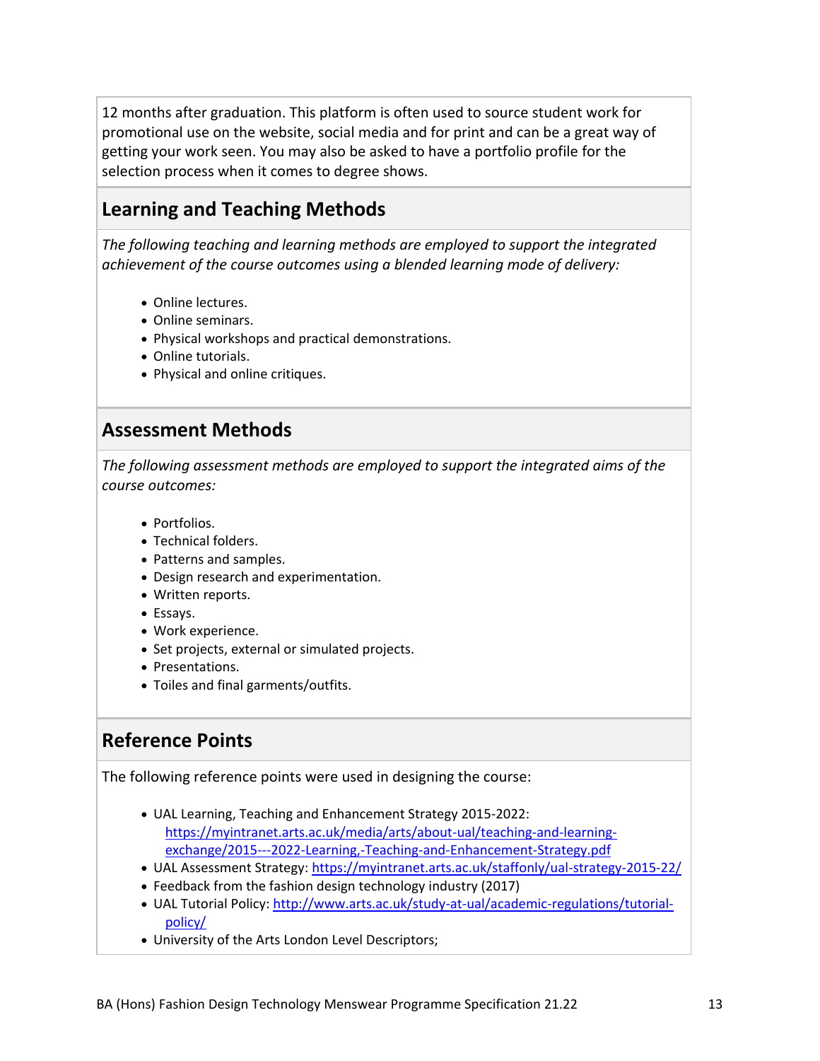12 months after graduation. This platform is often used to source student work for promotional use on the website, social media and for print and can be a great way of getting your work seen. You may also be asked to have a portfolio profile for the selection process when it comes to degree shows.

## Learning and Teaching Methods

*The following teaching and learning methods are employed to support the integrated achievement of the course outcomes using a blended learning mode of delivery:*

- Online lectures.
- Online seminars.
- Physical workshops and practical demonstrations.
- Online tutorials.
- Physical and online critiques.

## Assessment Methods

*The following assessment methods are employed to support the integrated aims of the course outcomes:*

- Portfolios.
- Technical folders.
- Patterns and samples.
- Design research and experimentation.
- Written reports.
- Essays.
- Work experience.
- Set projects, external or simulated projects.
- Presentations.
- Toiles and final garments/outfits.

## Reference Points

The following reference points were used in designing the course:

- UAL Learning, Teaching and Enhancement Strategy 2015-2022: https://myintranet.arts.ac.uk/media/arts/about-ual/teaching-and-learning-exchange/2015---2022-Learning,-Teaching-and-Enhancement-Strategy.pdf
- UAL Assessment Strategy: https://myintranet.arts.ac.uk/staffonly/ual-strategy-2015-22/
- Feedback from the fashion design technology industry (2017)
- UAL Tutorial Policy: http://www.arts.ac.uk/study-at-ual/academic-regulations/tutorial-policy/
- University of the Arts London Level Descriptors;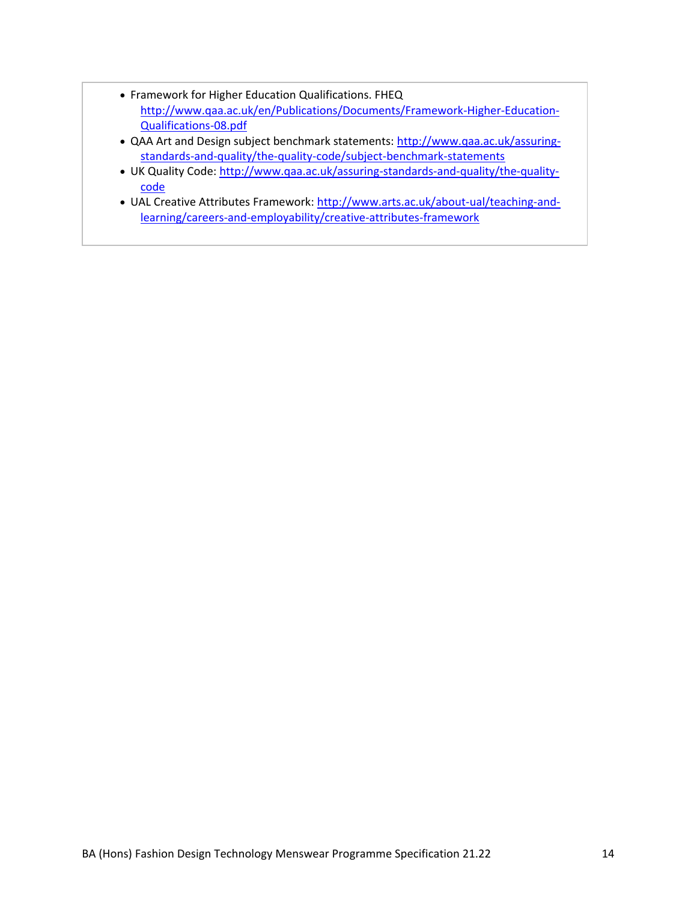- Framework for Higher Education Qualifications. FHEQ http://www.qaa.ac.uk/en/Publications/Documents/Framework-Higher-Education-Qualifications-08.pdf
- QAA Art and Design subject benchmark statements: http://www.qaa.ac.uk/assuring-standards-and-quality/the-quality-code/subject-benchmark-statements
- UK Quality Code: http://www.qaa.ac.uk/assuring-standards-and-quality/the-quality-code
- UAL Creative Attributes Framework: http://www.arts.ac.uk/about-ual/teaching-and-learning/careers-and-employability/creative-attributes-framework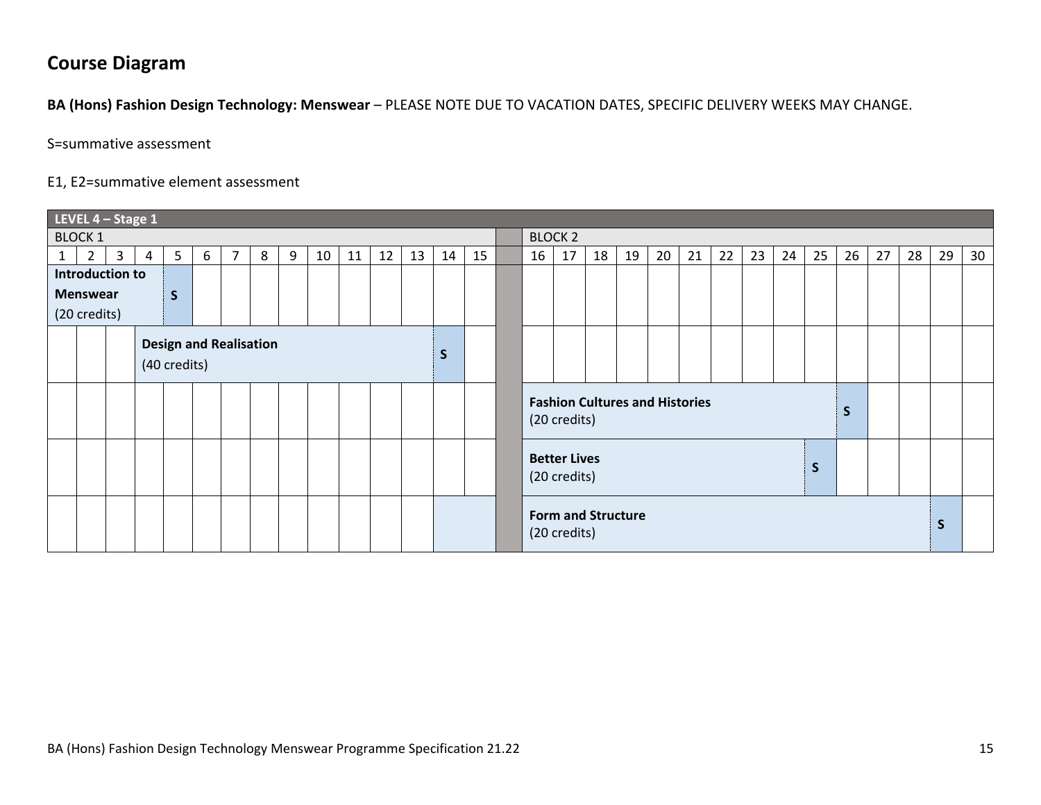## Course Diagram

**BA (Hons) Fashion Design Technology: Menswear** – PLEASE NOTE DUE TO VACATION DATES, SPECIFIC DELIVERY WEEKS MAY CHANGE.

S=summative assessment

E1, E2=summative element assessment

| **LEVEL 4 – Stage 1** | | | | | | | | | | | | | | | | | | | | | | | | | | | | | | |
|---|---|---|---|---|---|---|---|---|---|---|---|---|---|---|---|---|---|---|---|---|---|---|---|---|---|---|---|---|---|---|
| BLOCK 1 | | | | | | | | | | | | | | | | BLOCK 2 | | | | | | | | | | | | | | |
| 1 | 2 | 3 | 4 | 5 | 6 | 7 | 8 | 9 | 10 | 11 | 12 | 13 | 14 | 15 | | 16 | 17 | 18 | 19 | 20 | 21 | 22 | 23 | 24 | 25 | 26 | 27 | 28 | 29 | 30 |
| **Introduction to Menswear** (20 credits) | | | | S | | | | | | | | | | | | | | | | | | | | | | | | | | |
| | | | **Design and Realisation** (40 credits) | | | | | | | | | | S | | | | | | | | | | | | | | | | | |
| | | | | | | | | | | | | | | | | **Fashion Cultures and Histories** (20 credits) | | | | | | | | | | S | | | | |
| | | | | | | | | | | | | | | | | **Better Lives** (20 credits) | | | | | | | | | S | | | | | |
| | | | | | | | | | | | | | | | | **Form and Structure** (20 credits) | | | | | | | | | | | | | S | |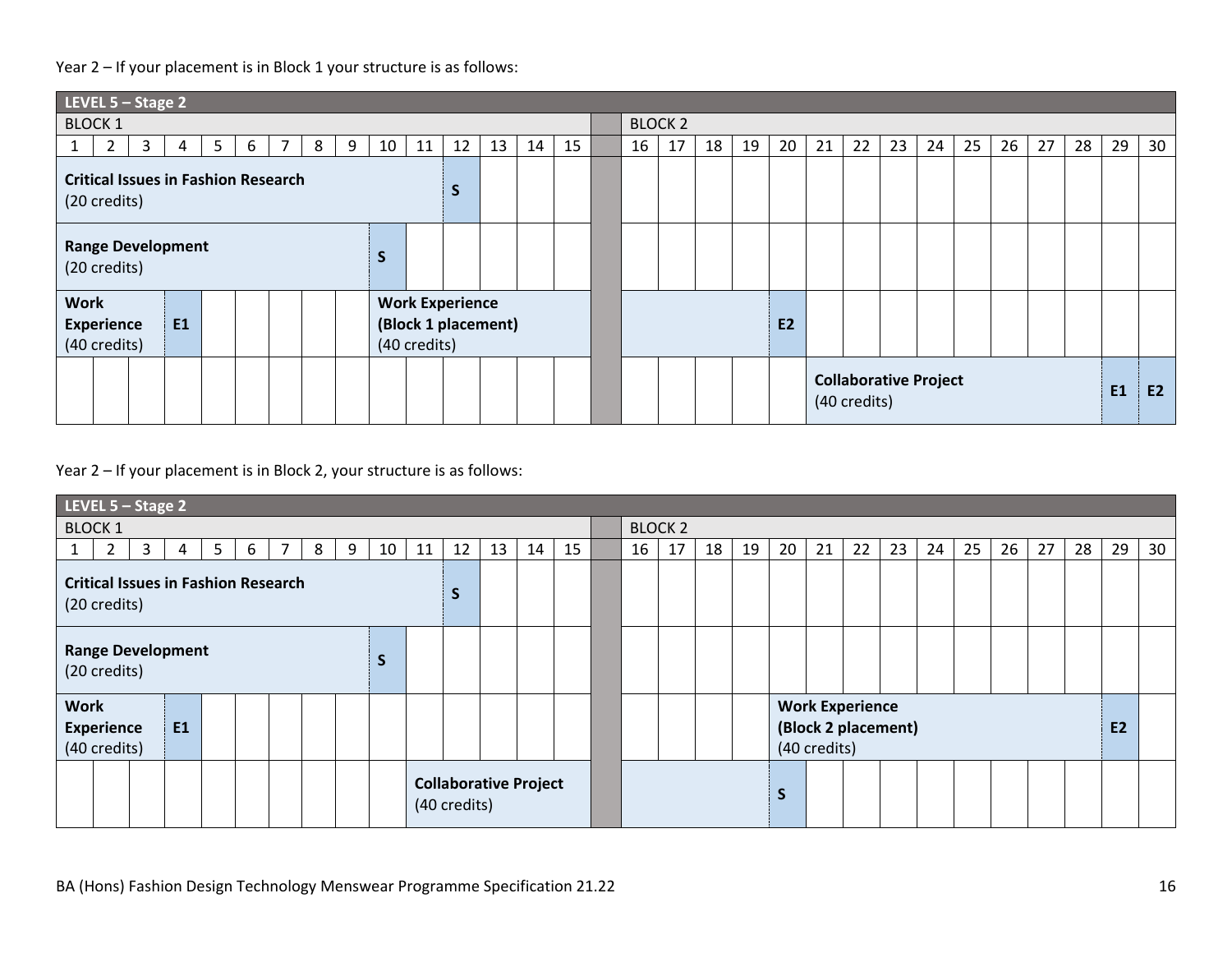Year 2 – If your placement is in Block 1 your structure is as follows:

| LEVEL 5 – Stage 2 | | | | | | | | | | | | | | | | | | | | | | | | | | | | | |
|---|---|---|---|---|---|---|---|---|---|---|---|---|---|---|---|---|---|---|---|---|---|---|---|---|---|---|---|---|---|
| BLOCK 1 | | | | | | | | | | | | | | | BLOCK 2 | | | | | | | | | | | | | | |
| 1 | 2 | 3 | 4 | 5 | 6 | 7 | 8 | 9 | 10 | 11 | 12 | 13 | 14 | 15 | 16 | 17 | 18 | 19 | 20 | 21 | 22 | 23 | 24 | 25 | 26 | 27 | 28 | 29 | 30 |
| **Critical Issues in Fashion Research** (20 credits) | | | | | | | | | | | S | | | | | | | | | | | | | | | | | | |
| **Range Development** (20 credits) | | | | | | | | | S | | | | | | | | | | | | | | | | | | | | |
| **Work Experience** (40 credits) | | | E1 | | | | | | **Work Experience (Block 1 placement)** (40 credits) | | | | | | | | | | E2 | | | | | | | | | | |
| | | | | | | | | | | | | | | | | | | | | **Collaborative Project** (40 credits) | | | | | | | | E1 | E2 |

Year 2 – If your placement is in Block 2, your structure is as follows:

| LEVEL 5 – Stage 2 | | | | | | | | | | | | | | | | | | | | | | | | | | | | | |
|---|---|---|---|---|---|---|---|---|---|---|---|---|---|---|---|---|---|---|---|---|---|---|---|---|---|---|---|---|---|
| BLOCK 1 | | | | | | | | | | | | | | | BLOCK 2 | | | | | | | | | | | | | | |
| 1 | 2 | 3 | 4 | 5 | 6 | 7 | 8 | 9 | 10 | 11 | 12 | 13 | 14 | 15 | 16 | 17 | 18 | 19 | 20 | 21 | 22 | 23 | 24 | 25 | 26 | 27 | 28 | 29 | 30 |
| **Critical Issues in Fashion Research** (20 credits) | | | | | | | | | | | S | | | | | | | | | | | | | | | | | | |
| **Range Development** (20 credits) | | | | | | | | | S | | | | | | | | | | | | | | | | | | | | |
| **Work Experience** (40 credits) | | | E1 | | | | | | | | | | | | | | | | **Work Experience (Block 2 placement)** (40 credits) | | | | | | | | | E2 | |
| | | | | | | | | | | **Collaborative Project** (40 credits) | | | | | | | | | S | | | | | | | | | | |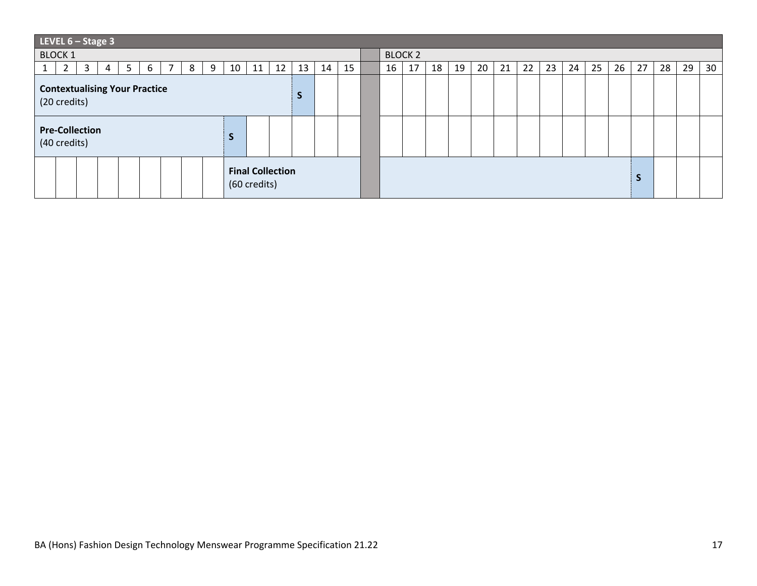| LEVEL 6 – Stage 3 | | | | | | | | | | | | | | | | | | | | | | | | | | | | | | |
|---|---|---|---|---|---|---|---|---|---|---|---|---|---|---|---|---|---|---|---|---|---|---|---|---|---|---|---|---|---|---|
| BLOCK 1 | | | | | | | | | | | | | | | | BLOCK 2 | | | | | | | | | | | | | | |
| 1 | 2 | 3 | 4 | 5 | 6 | 7 | 8 | 9 | 10 | 11 | 12 | 13 | 14 | 15 | | 16 | 17 | 18 | 19 | 20 | 21 | 22 | 23 | 24 | 25 | 26 | 27 | 28 | 29 | 30 |
| **Contextualising Your Practice** (20 credits) | | | | | | | | | | | | **S** | | | | | | | | | | | | | | | | | | |
| **Pre-Collection** (40 credits) | | | | | | | | | **S** | | | | | | | | | | | | | | | | | | | | | |
| | | | | | | | | | **Final Collection** (60 credits) | | | | | | | | | | | | | | | | | | **S** | | | |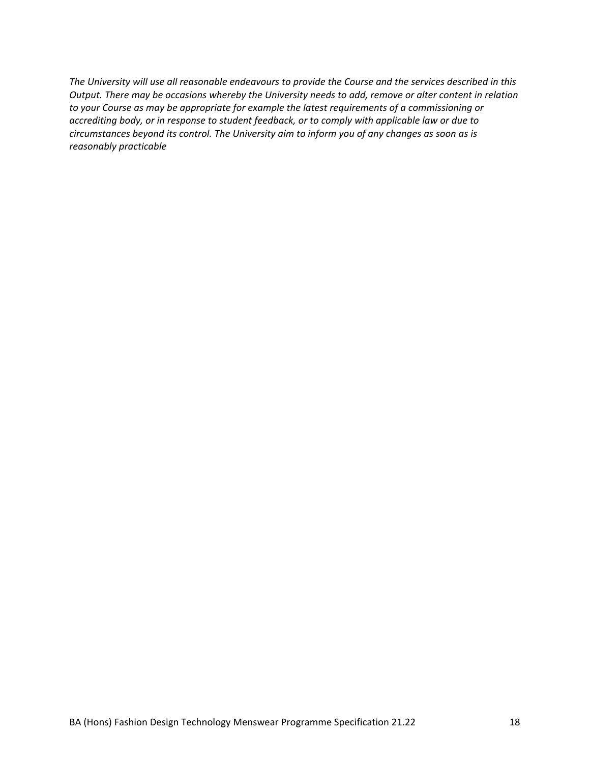*The University will use all reasonable endeavours to provide the Course and the services described in this Output. There may be occasions whereby the University needs to add, remove or alter content in relation to your Course as may be appropriate for example the latest requirements of a commissioning or accrediting body, or in response to student feedback, or to comply with applicable law or due to circumstances beyond its control. The University aim to inform you of any changes as soon as is reasonably practicable*